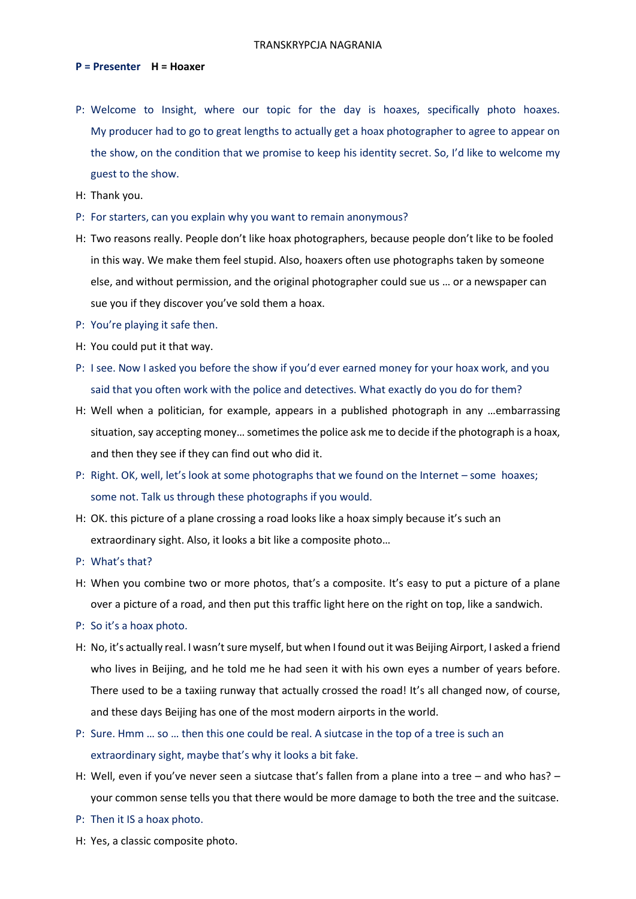TRANSKRYPCJA NAGRANIA

**P = Presenter H = Hoaxer**

P: Welcome to Insight, where our topic for the day is hoaxes, specifically photo hoaxes. My producer had to go to great lengths to actually get a hoax photographer to agree to appear on the show, on the condition that we promise to keep his identity secret. So, I'd like to welcome my guest to the show.

H: Thank you.

P: For starters, can you explain why you want to remain anonymous?

H: Two reasons really. People don't like hoax photographers, because people don't like to be fooled in this way. We make them feel stupid. Also, hoaxers often use photographs taken by someone else, and without permission, and the original photographer could sue us … or a newspaper can sue you if they discover you've sold them a hoax.

P: You're playing it safe then.

H: You could put it that way.

P: I see. Now I asked you before the show if you'd ever earned money for your hoax work, and you said that you often work with the police and detectives. What exactly do you do for them?

H: Well when a politician, for example, appears in a published photograph in any …embarrassing situation, say accepting money… sometimes the police ask me to decide if the photograph is a hoax, and then they see if they can find out who did it.

P: Right. OK, well, let's look at some photographs that we found on the Internet – some hoaxes; some not. Talk us through these photographs if you would.

H: OK. this picture of a plane crossing a road looks like a hoax simply because it's such an extraordinary sight. Also, it looks a bit like a composite photo…

P: What's that?

H: When you combine two or more photos, that's a composite. It's easy to put a picture of a plane over a picture of a road, and then put this traffic light here on the right on top, like a sandwich.

P: So it's a hoax photo.

H: No, it's actually real. I wasn't sure myself, but when I found out it was Beijing Airport, I asked a friend who lives in Beijing, and he told me he had seen it with his own eyes a number of years before. There used to be a taxiing runway that actually crossed the road! It's all changed now, of course, and these days Beijing has one of the most modern airports in the world.

P: Sure. Hmm … so … then this one could be real. A siutcase in the top of a tree is such an extraordinary sight, maybe that's why it looks a bit fake.

H: Well, even if you've never seen a siutcase that's fallen from a plane into a tree – and who has? – your common sense tells you that there would be more damage to both the tree and the suitcase.

P: Then it IS a hoax photo.

H: Yes, a classic composite photo.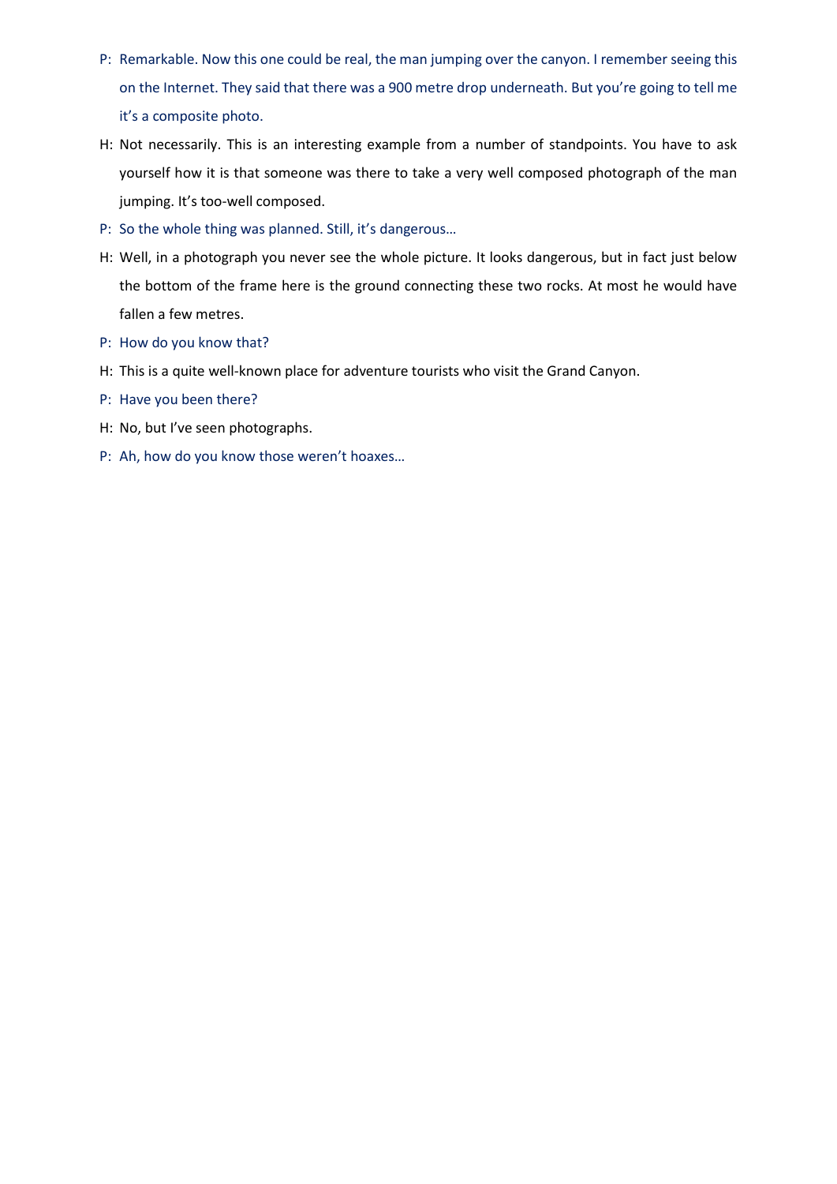P: Remarkable. Now this one could be real, the man jumping over the canyon. I remember seeing this on the Internet. They said that there was a 900 metre drop underneath. But you're going to tell me it's a composite photo.

H: Not necessarily. This is an interesting example from a number of standpoints. You have to ask yourself how it is that someone was there to take a very well composed photograph of the man jumping. It's too-well composed.

P: So the whole thing was planned. Still, it's dangerous…

H: Well, in a photograph you never see the whole picture. It looks dangerous, but in fact just below the bottom of the frame here is the ground connecting these two rocks. At most he would have fallen a few metres.

P: How do you know that?

H: This is a quite well-known place for adventure tourists who visit the Grand Canyon.

P: Have you been there?

H: No, but I've seen photographs.

P: Ah, how do you know those weren't hoaxes…